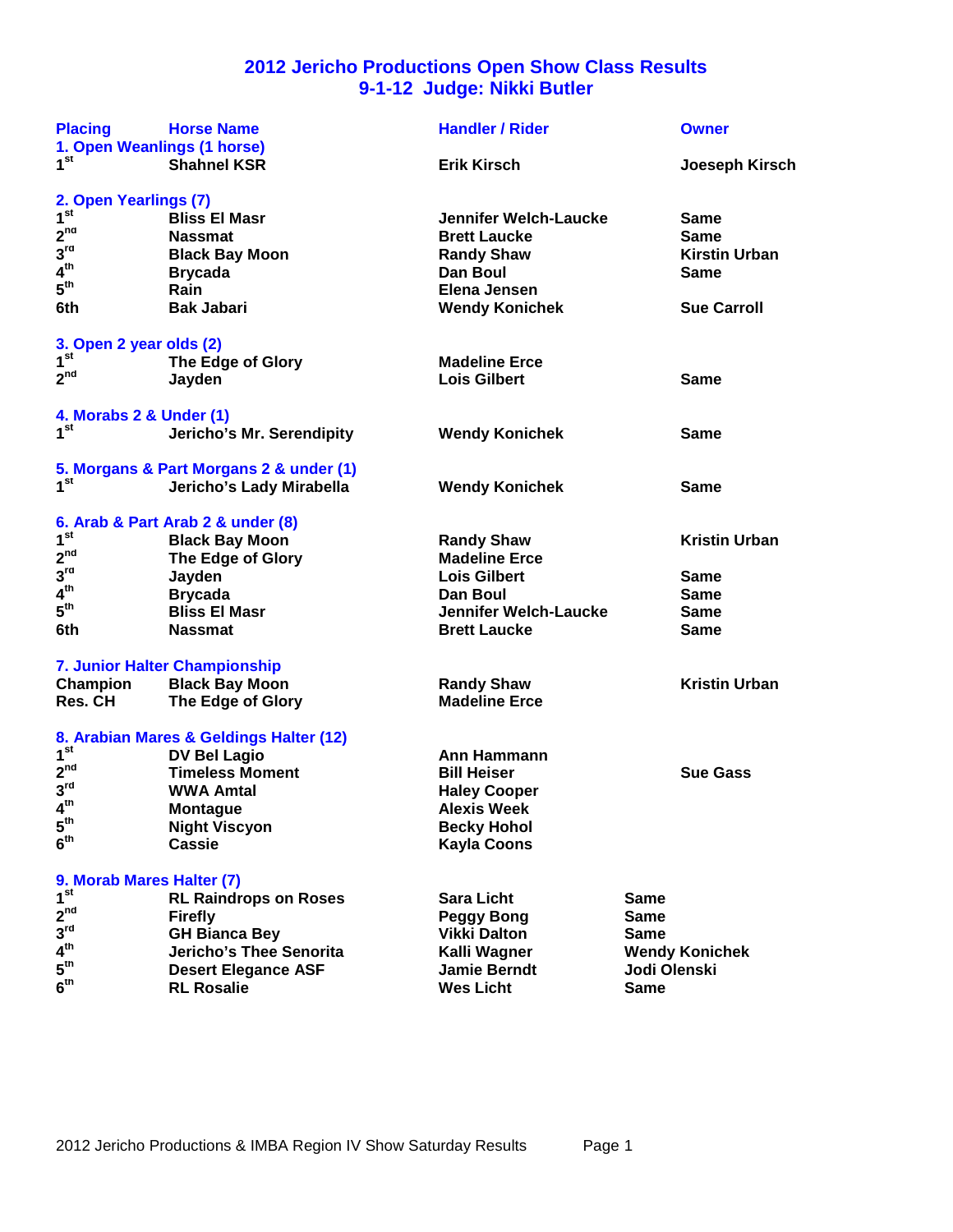# 2012 Jericho Productions Open Show Class Results
## 9-1-12 Judge: Nikki Butler

| Placing | Horse Name | Handler / Rider | Owner |
|---|---|---|---|
| **1. Open Weanlings (1 horse)** | | | |
| 1st | Shahnel KSR | Erik Kirsch | Joeseph Kirsch |
| **2. Open Yearlings (7)** | | | |
| 1st | Bliss El Masr | Jennifer Welch-Laucke | Same |
| 2nd | Nassmat | Brett Laucke | Same |
| 3rd | Black Bay Moon | Randy Shaw | Kirstin Urban |
| 4th | Brycada | Dan Boul | Same |
| 5th | Rain | Elena Jensen | |
| 6th | Bak Jabari | Wendy Konichek | Sue Carroll |
| **3. Open 2 year olds (2)** | | | |
| 1st | The Edge of Glory | Madeline Erce | |
| 2nd | Jayden | Lois Gilbert | Same |
| **4. Morabs 2 & Under (1)** | | | |
| 1st | Jericho's Mr. Serendipity | Wendy Konichek | Same |
| **5. Morgans & Part Morgans 2 & under (1)** | | | |
| 1st | Jericho's Lady Mirabella | Wendy Konichek | Same |
| **6. Arab & Part Arab 2 & under (8)** | | | |
| 1st | Black Bay Moon | Randy Shaw | Kristin Urban |
| 2nd | The Edge of Glory | Madeline Erce | |
| 3rd | Jayden | Lois Gilbert | Same |
| 4th | Brycada | Dan Boul | Same |
| 5th | Bliss El Masr | Jennifer Welch-Laucke | Same |
| 6th | Nassmat | Brett Laucke | Same |
| **7. Junior Halter Championship** | | | |
| Champion | Black Bay Moon | Randy Shaw | Kristin Urban |
| Res. CH | The Edge of Glory | Madeline Erce | |
| **8. Arabian Mares & Geldings Halter (12)** | | | |
| 1st | DV Bel Lagio | Ann Hammann | |
| 2nd | Timeless Moment | Bill Heiser | Sue Gass |
| 3rd | WWA Amtal | Haley Cooper | |
| 4th | Montague | Alexis Week | |
| 5th | Night Viscyon | Becky Hohol | |
| 6th | Cassie | Kayla Coons | |
| **9. Morab Mares Halter (7)** | | | |
| 1st | RL Raindrops on Roses | Sara Licht | Same |
| 2nd | Firefly | Peggy Bong | Same |
| 3rd | GH Bianca Bey | Vikki Dalton | Same |
| 4th | Jericho's Thee Senorita | Kalli Wagner | Wendy Konichek |
| 5th | Desert Elegance ASF | Jamie Berndt | Jodi Olenski |
| 6th | RL Rosalie | Wes Licht | Same |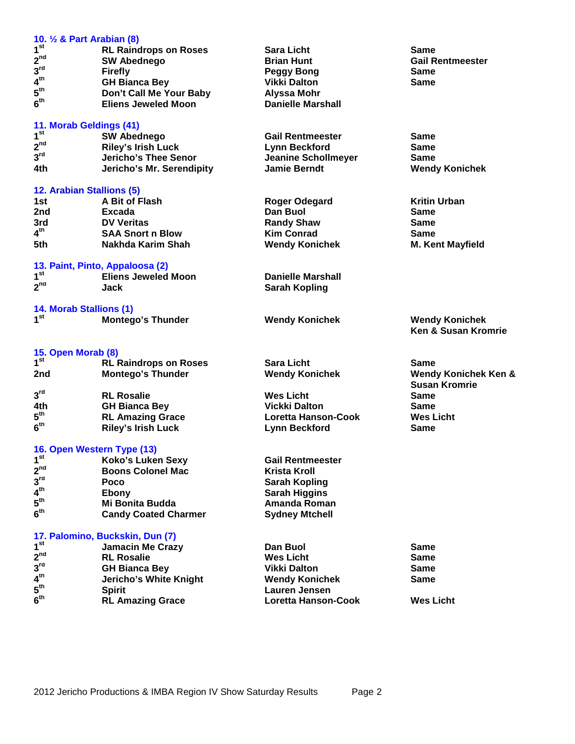**10. ½ & Part Arabian (8)**

| | | | |
|---|---|---|---|
| 1st | RL Raindrops on Roses | Sara Licht | Same |
| 2nd | SW Abednego | Brian Hunt | Gail Rentmeester |
| 3rd | Firefly | Peggy Bong | Same |
| 4th | GH Bianca Bey | Vikki Dalton | Same |
| 5th | Don't Call Me Your Baby | Alyssa Mohr | |
| 6th | Eliens Jeweled Moon | Danielle Marshall | |

**11. Morab Geldings (41)**

| | | | |
|---|---|---|---|
| 1st | SW Abednego | Gail Rentmeester | Same |
| 2nd | Riley's Irish Luck | Lynn Beckford | Same |
| 3rd | Jericho's Thee Senor | Jeanine Schollmeyer | Same |
| 4th | Jericho's Mr. Serendipity | Jamie Berndt | Wendy Konichek |

**12. Arabian Stallions (5)**

| | | | |
|---|---|---|---|
| 1st | A Bit of Flash | Roger Odegard | Kritin Urban |
| 2nd | Excada | Dan Buol | Same |
| 3rd | DV Veritas | Randy Shaw | Same |
| 4th | SAA Snort n Blow | Kim Conrad | Same |
| 5th | Nakhda Karim Shah | Wendy Konichek | M. Kent Mayfield |

**13. Paint, Pinto, Appaloosa (2)**

| | | | |
|---|---|---|---|
| 1st | Eliens Jeweled Moon | Danielle Marshall | |
| 2nd | Jack | Sarah Kopling | |

**14. Morab Stallions (1)**

| | | | |
|---|---|---|---|
| 1st | Montego's Thunder | Wendy Konichek | Wendy Konichek Ken & Susan Kromrie |

**15. Open Morab (8)**

| | | | |
|---|---|---|---|
| 1st | RL Raindrops on Roses | Sara Licht | Same |
| 2nd | Montego's Thunder | Wendy Konichek | Wendy Konichek Ken & Susan Kromrie |
| 3rd | RL Rosalie | Wes Licht | Same |
| 4th | GH Bianca Bey | Vickki Dalton | Same |
| 5th | RL Amazing Grace | Loretta Hanson-Cook | Wes Licht |
| 6th | Riley's Irish Luck | Lynn Beckford | Same |

**16. Open Western Type (13)**

| | | | |
|---|---|---|---|
| 1st | Koko's Luken Sexy | Gail Rentmeester | |
| 2nd | Boons Colonel Mac | Krista Kroll | |
| 3rd | Poco | Sarah Kopling | |
| 4th | Ebony | Sarah Higgins | |
| 5th | Mi Bonita Budda | Amanda Roman | |
| 6th | Candy Coated Charmer | Sydney Mtchell | |

**17. Palomino, Buckskin, Dun (7)**

| | | | |
|---|---|---|---|
| 1st | Jamacin Me Crazy | Dan Buol | Same |
| 2nd | RL Rosalie | Wes Licht | Same |
| 3rd | GH Bianca Bey | Vikki Dalton | Same |
| 4th | Jericho's White Knight | Wendy Konichek | Same |
| 5th | Spirit | Lauren Jensen | |
| 6th | RL Amazing Grace | Loretta Hanson-Cook | Wes Licht |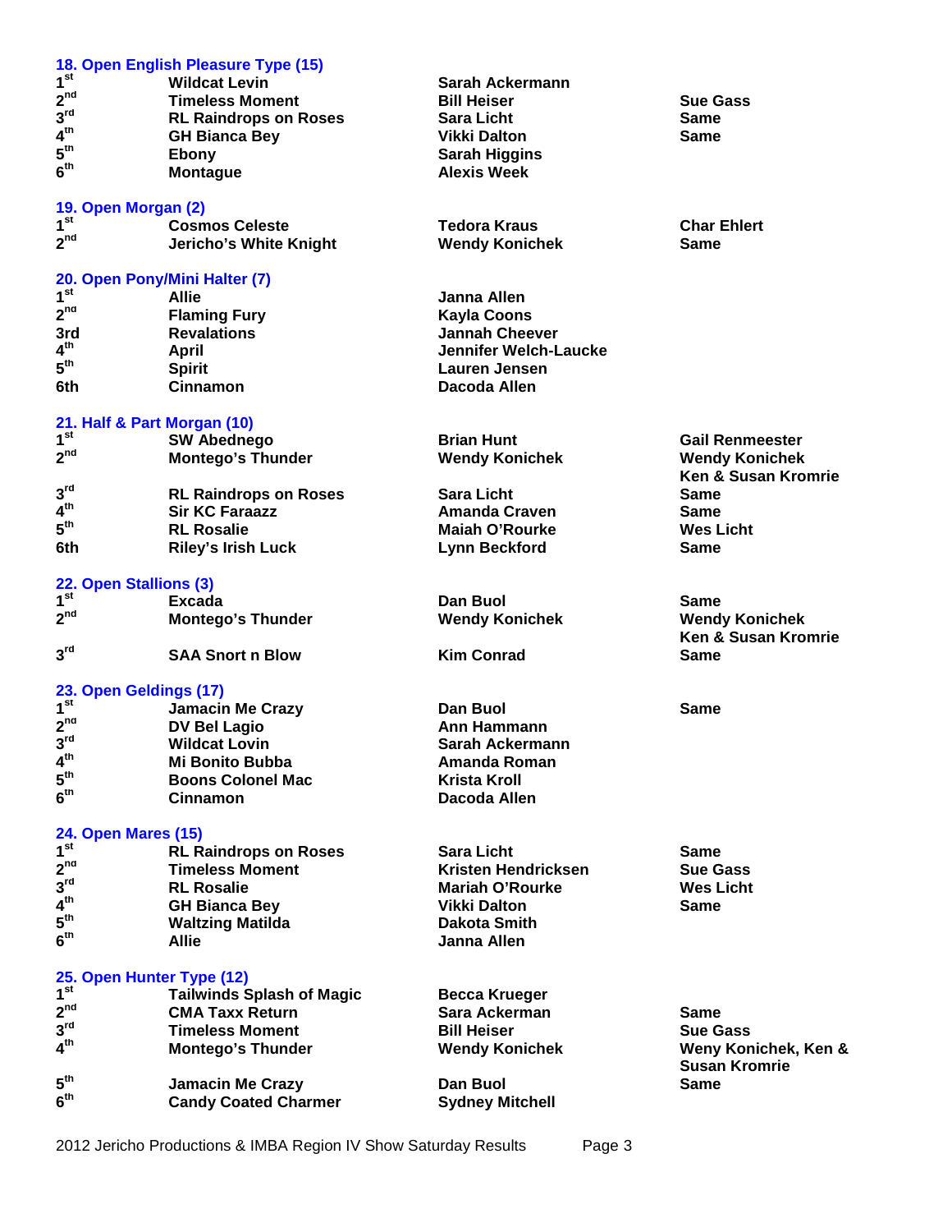### 18. Open English Pleasure Type (15)

| | | | |
|---|---|---|---|
| 1st | Wildcat Levin | Sarah Ackermann | |
| 2nd | Timeless Moment | Bill Heiser | Sue Gass |
| 3rd | RL Raindrops on Roses | Sara Licht | Same |
| 4th | GH Bianca Bey | Vikki Dalton | Same |
| 5th | Ebony | Sarah Higgins | |
| 6th | Montague | Alexis Week | |

### 19. Open Morgan (2)

| | | | |
|---|---|---|---|
| 1st | Cosmos Celeste | Tedora Kraus | Char Ehlert |
| 2nd | Jericho's White Knight | Wendy Konichek | Same |

### 20. Open Pony/Mini Halter (7)

| | | | |
|---|---|---|---|
| 1st | Allie | Janna Allen | |
| 2nd | Flaming Fury | Kayla Coons | |
| 3rd | Revalations | Jannah Cheever | |
| 4th | April | Jennifer Welch-Laucke | |
| 5th | Spirit | Lauren Jensen | |
| 6th | Cinnamon | Dacoda Allen | |

### 21. Half & Part Morgan (10)

| | | | |
|---|---|---|---|
| 1st | SW Abednego | Brian Hunt | Gail Renmeester |
| 2nd | Montego's Thunder | Wendy Konichek | Wendy Konichek Ken & Susan Kromrie |
| 3rd | RL Raindrops on Roses | Sara Licht | Same |
| 4th | Sir KC Faraazz | Amanda Craven | Same |
| 5th | RL Rosalie | Maiah O'Rourke | Wes Licht |
| 6th | Riley's Irish Luck | Lynn Beckford | Same |

### 22. Open Stallions (3)

| | | | |
|---|---|---|---|
| 1st | Excada | Dan Buol | Same |
| 2nd | Montego's Thunder | Wendy Konichek | Wendy Konichek Ken & Susan Kromrie |
| 3rd | SAA Snort n Blow | Kim Conrad | Same |

### 23. Open Geldings (17)

| | | | |
|---|---|---|---|
| 1st | Jamacin Me Crazy | Dan Buol | Same |
| 2nd | DV Bel Lagio | Ann Hammann | |
| 3rd | Wildcat Lovin | Sarah Ackermann | |
| 4th | Mi Bonito Bubba | Amanda Roman | |
| 5th | Boons Colonel Mac | Krista Kroll | |
| 6th | Cinnamon | Dacoda Allen | |

### 24. Open Mares (15)

| | | | |
|---|---|---|---|
| 1st | RL Raindrops on Roses | Sara Licht | Same |
| 2nd | Timeless Moment | Kristen Hendricksen | Sue Gass |
| 3rd | RL Rosalie | Mariah O'Rourke | Wes Licht |
| 4th | GH Bianca Bey | Vikki Dalton | Same |
| 5th | Waltzing Matilda | Dakota Smith | |
| 6th | Allie | Janna Allen | |

### 25. Open Hunter Type (12)

| | | | |
|---|---|---|---|
| 1st | Tailwinds Splash of Magic | Becca Krueger | |
| 2nd | CMA Taxx Return | Sara Ackerman | Same |
| 3rd | Timeless Moment | Bill Heiser | Sue Gass |
| 4th | Montego's Thunder | Wendy Konichek | Weny Konichek, Ken & Susan Kromrie |
| 5th | Jamacin Me Crazy | Dan Buol | Same |
| 6th | Candy Coated Charmer | Sydney Mitchell | |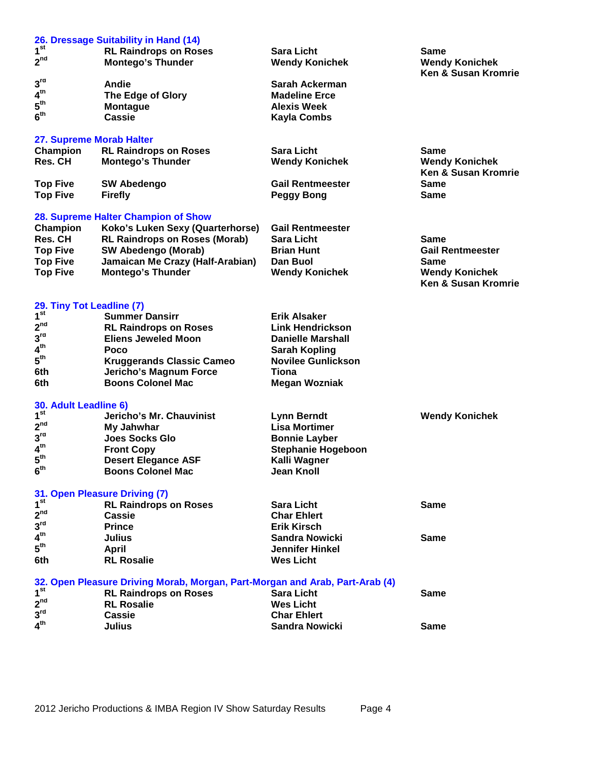### 26. Dressage Suitability in Hand (14)

| Place | Horse | Rider/Handler | Owner |
|---|---|---|---|
| 1st | RL Raindrops on Roses | Sara Licht | Same |
| 2nd | Montego's Thunder | Wendy Konichek | Wendy Konichek<br>Ken & Susan Kromrie |
| 3rd | Andie | Sarah Ackerman | |
| 4th | The Edge of Glory | Madeline Erce | |
| 5th | Montague | Alexis Week | |
| 6th | Cassie | Kayla Combs | |

### 27. Supreme Morab Halter

| Place | Horse | Rider/Handler | Owner |
|---|---|---|---|
| Champion | RL Raindrops on Roses | Sara Licht | Same |
| Res. CH | Montego's Thunder | Wendy Konichek | Wendy Konichek<br>Ken & Susan Kromrie |
| Top Five | SW Abedengo | Gail Rentmeester | Same |
| Top Five | Firefly | Peggy Bong | Same |

### 28. Supreme Halter Champion of Show

| Place | Horse | Rider/Handler | Owner |
|---|---|---|---|
| Champion | Koko's Luken Sexy (Quarterhorse) | Gail Rentmeester | |
| Res. CH | RL Raindrops on Roses (Morab) | Sara Licht | Same |
| Top Five | SW Abedengo (Morab) | Brian Hunt | Gail Rentmeester |
| Top Five | Jamaican Me Crazy (Half-Arabian) | Dan Buol | Same |
| Top Five | Montego's Thunder | Wendy Konichek | Wendy Konichek<br>Ken & Susan Kromrie |

### 29. Tiny Tot Leadline (7)

| Place | Horse | Rider/Handler | Owner |
|---|---|---|---|
| 1st | Summer Dansirr | Erik Alsaker | |
| 2nd | RL Raindrops on Roses | Link Hendrickson | |
| 3rd | Eliens Jeweled Moon | Danielle Marshall | |
| 4th | Poco | Sarah Kopling | |
| 5th | Kruggerands Classic Cameo | Novilee Gunlickson | |
| 6th | Jericho's Magnum Force | Tiona | |
| 6th | Boons Colonel Mac | Megan Wozniak | |

### 30. Adult Leadline 6)

| Place | Horse | Rider/Handler | Owner |
|---|---|---|---|
| 1st | Jericho's Mr. Chauvinist | Lynn Berndt | Wendy Konichek |
| 2nd | My Jahwhar | Lisa Mortimer | |
| 3rd | Joes Socks Glo | Bonnie Layber | |
| 4th | Front Copy | Stephanie Hogeboon | |
| 5th | Desert Elegance ASF | Kalli Wagner | |
| 6th | Boons Colonel Mac | Jean Knoll | |

### 31. Open Pleasure Driving (7)

| Place | Horse | Rider/Handler | Owner |
|---|---|---|---|
| 1st | RL Raindrops on Roses | Sara Licht | Same |
| 2nd | Cassie | Char Ehlert | |
| 3rd | Prince | Erik Kirsch | |
| 4th | Julius | Sandra Nowicki | Same |
| 5th | April | Jennifer Hinkel | |
| 6th | RL Rosalie | Wes Licht | |

### 32. Open Pleasure Driving Morab, Morgan, Part-Morgan and Arab, Part-Arab (4)

| Place | Horse | Rider/Handler | Owner |
|---|---|---|---|
| 1st | RL Raindrops on Roses | Sara Licht | Same |
| 2nd | RL Rosalie | Wes Licht | |
| 3rd | Cassie | Char Ehlert | |
| 4th | Julius | Sandra Nowicki | Same |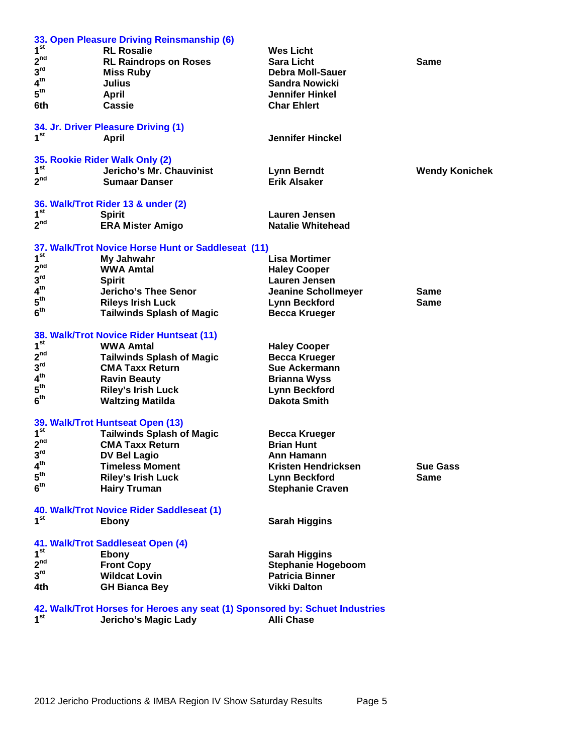### 33. Open Pleasure Driving Reinsmanship (6)

| Place | Horse | Rider | Owner |
|---|---|---|---|
| 1st | RL Rosalie | Wes Licht | |
| 2nd | RL Raindrops on Roses | Sara Licht | Same |
| 3rd | Miss Ruby | Debra Moll-Sauer | |
| 4th | Julius | Sandra Nowicki | |
| 5th | April | Jennifer Hinkel | |
| 6th | Cassie | Char Ehlert | |

### 34. Jr. Driver Pleasure Driving (1)

| Place | Horse | Rider | Owner |
|---|---|---|---|
| 1st | April | Jennifer Hinckel | |

### 35. Rookie Rider Walk Only (2)

| Place | Horse | Rider | Owner |
|---|---|---|---|
| 1st | Jericho's Mr. Chauvinist | Lynn Berndt | Wendy Konichek |
| 2nd | Sumaar Danser | Erik Alsaker | |

### 36. Walk/Trot Rider 13 & under (2)

| Place | Horse | Rider | Owner |
|---|---|---|---|
| 1st | Spirit | Lauren Jensen | |
| 2nd | ERA Mister Amigo | Natalie Whitehead | |

### 37. Walk/Trot Novice Horse Hunt or Saddleseat (11)

| Place | Horse | Rider | Owner |
|---|---|---|---|
| 1st | My Jahwahr | Lisa Mortimer | |
| 2nd | WWA Amtal | Haley Cooper | |
| 3rd | Spirit | Lauren Jensen | |
| 4th | Jericho's Thee Senor | Jeanine Schollmeyer | Same |
| 5th | Rileys Irish Luck | Lynn Beckford | Same |
| 6th | Tailwinds Splash of Magic | Becca Krueger | |

### 38. Walk/Trot Novice Rider Huntseat (11)

| Place | Horse | Rider | Owner |
|---|---|---|---|
| 1st | WWA Amtal | Haley Cooper | |
| 2nd | Tailwinds Splash of Magic | Becca Krueger | |
| 3rd | CMA Taxx Return | Sue Ackermann | |
| 4th | Ravin Beauty | Brianna Wyss | |
| 5th | Riley's Irish Luck | Lynn Beckford | |
| 6th | Waltzing Matilda | Dakota Smith | |

### 39. Walk/Trot Huntseat Open (13)

| Place | Horse | Rider | Owner |
|---|---|---|---|
| 1st | Tailwinds Splash of Magic | Becca Krueger | |
| 2nd | CMA Taxx Return | Brian Hunt | |
| 3rd | DV Bel Lagio | Ann Hamann | |
| 4th | Timeless Moment | Kristen Hendricksen | Sue Gass |
| 5th | Riley's Irish Luck | Lynn Beckford | Same |
| 6th | Hairy Truman | Stephanie Craven | |

### 40. Walk/Trot Novice Rider Saddleseat (1)

| Place | Horse | Rider | Owner |
|---|---|---|---|
| 1st | Ebony | Sarah Higgins | |

### 41. Walk/Trot Saddleseat Open (4)

| Place | Horse | Rider | Owner |
|---|---|---|---|
| 1st | Ebony | Sarah Higgins | |
| 2nd | Front Copy | Stephanie Hogeboom | |
| 3rd | Wildcat Lovin | Patricia Binner | |
| 4th | GH Bianca Bey | Vikki Dalton | |

### 42. Walk/Trot Horses for Heroes any seat (1) Sponsored by: Schuet Industries

| Place | Horse | Rider | Owner |
|---|---|---|---|
| 1st | Jericho's Magic Lady | Alli Chase | |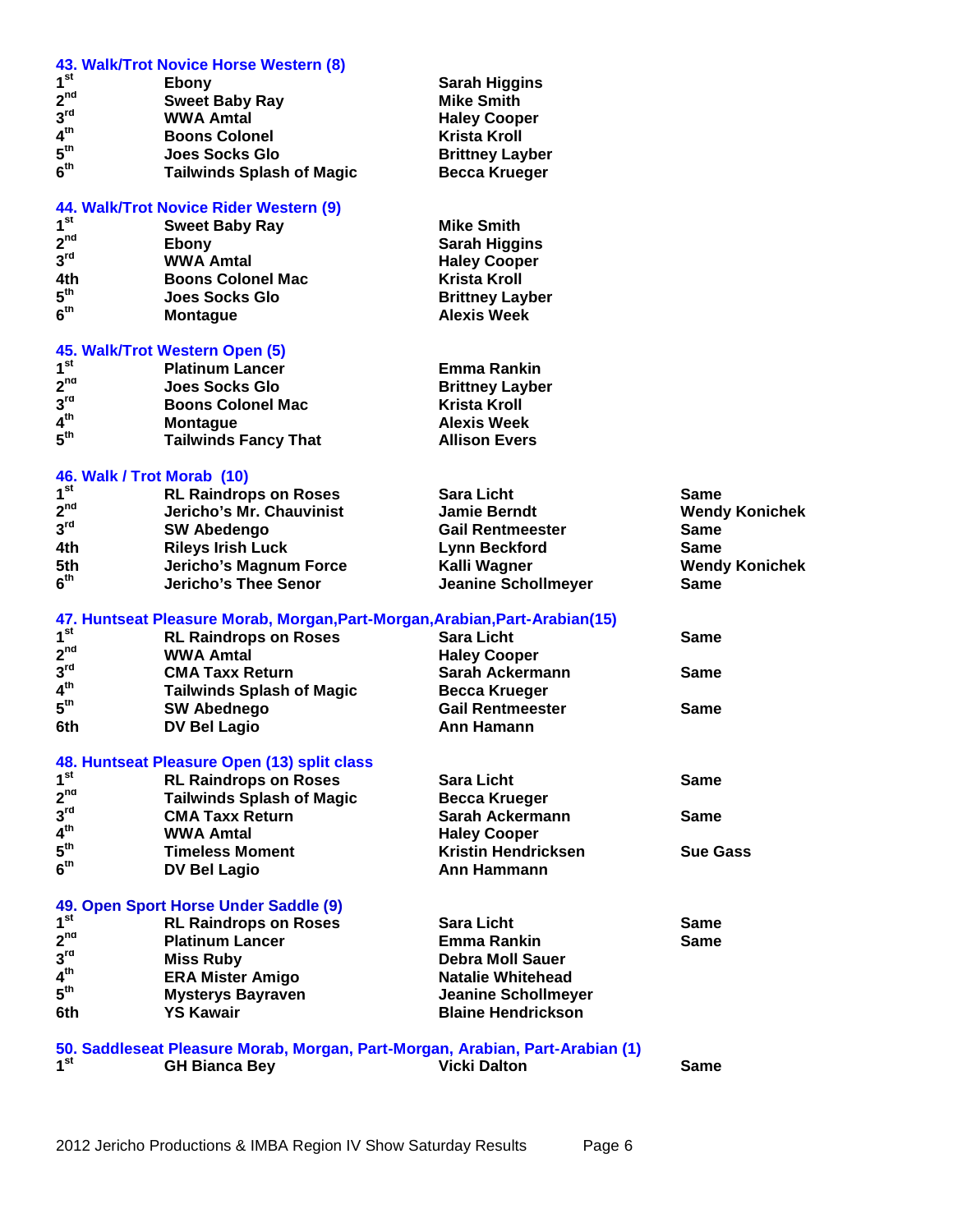### 43. Walk/Trot Novice Horse Western (8)

| Place | Horse | Rider |
|---|---|---|
| 1st | Ebony | Sarah Higgins |
| 2nd | Sweet Baby Ray | Mike Smith |
| 3rd | WWA Amtal | Haley Cooper |
| 4th | Boons Colonel | Krista Kroll |
| 5th | Joes Socks Glo | Brittney Layber |
| 6th | Tailwinds Splash of Magic | Becca Krueger |

### 44. Walk/Trot Novice Rider Western (9)

| Place | Horse | Rider |
|---|---|---|
| 1st | Sweet Baby Ray | Mike Smith |
| 2nd | Ebony | Sarah Higgins |
| 3rd | WWA Amtal | Haley Cooper |
| 4th | Boons Colonel Mac | Krista Kroll |
| 5th | Joes Socks Glo | Brittney Layber |
| 6th | Montague | Alexis Week |

### 45. Walk/Trot Western Open (5)

| Place | Horse | Rider |
|---|---|---|
| 1st | Platinum Lancer | Emma Rankin |
| 2nd | Joes Socks Glo | Brittney Layber |
| 3rd | Boons Colonel Mac | Krista Kroll |
| 4th | Montague | Alexis Week |
| 5th | Tailwinds Fancy That | Allison Evers |

### 46. Walk / Trot Morab (10)

| Place | Horse | Rider | Owner |
|---|---|---|---|
| 1st | RL Raindrops on Roses | Sara Licht | Same |
| 2nd | Jericho's Mr. Chauvinist | Jamie Berndt | Wendy Konichek |
| 3rd | SW Abedengo | Gail Rentmeester | Same |
| 4th | Rileys Irish Luck | Lynn Beckford | Same |
| 5th | Jericho's Magnum Force | Kalli Wagner | Wendy Konichek |
| 6th | Jericho's Thee Senor | Jeanine Schollmeyer | Same |

### 47. Huntseat Pleasure Morab, Morgan, Part-Morgan, Arabian, Part-Arabian (15)

| Place | Horse | Rider | Owner |
|---|---|---|---|
| 1st | RL Raindrops on Roses | Sara Licht | Same |
| 2nd | WWA Amtal | Haley Cooper | |
| 3rd | CMA Taxx Return | Sarah Ackermann | Same |
| 4th | Tailwinds Splash of Magic | Becca Krueger | |
| 5th | SW Abednego | Gail Rentmeester | Same |
| 6th | DV Bel Lagio | Ann Hamann | |

### 48. Huntseat Pleasure Open (13) split class

| Place | Horse | Rider | Owner |
|---|---|---|---|
| 1st | RL Raindrops on Roses | Sara Licht | Same |
| 2nd | Tailwinds Splash of Magic | Becca Krueger | |
| 3rd | CMA Taxx Return | Sarah Ackermann | Same |
| 4th | WWA Amtal | Haley Cooper | |
| 5th | Timeless Moment | Kristin Hendricksen | Sue Gass |
| 6th | DV Bel Lagio | Ann Hammann | |

### 49. Open Sport Horse Under Saddle (9)

| Place | Horse | Rider | Owner |
|---|---|---|---|
| 1st | RL Raindrops on Roses | Sara Licht | Same |
| 2nd | Platinum Lancer | Emma Rankin | Same |
| 3rd | Miss Ruby | Debra Moll Sauer | |
| 4th | ERA Mister Amigo | Natalie Whitehead | |
| 5th | Mysterys Bayraven | Jeanine Schollmeyer | |
| 6th | YS Kawair | Blaine Hendrickson | |

### 50. Saddleseat Pleasure Morab, Morgan, Part-Morgan, Arabian, Part-Arabian (1)

| Place | Horse | Rider | Owner |
|---|---|---|---|
| 1st | GH Bianca Bey | Vicki Dalton | Same |

2012 Jericho Productions & IMBA Region IV Show Saturday Results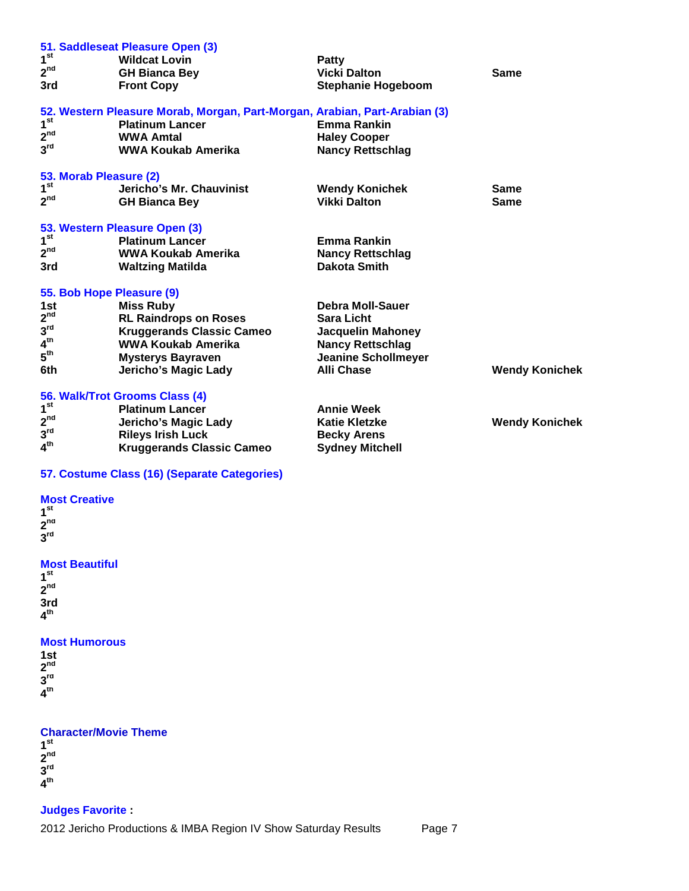### 51. Saddleseat Pleasure Open (3)

| | | | |
|---|---|---|---|
| 1st | Wildcat Lovin | Patty | |
| 2nd | GH Bianca Bey | Vicki Dalton | Same |
| 3rd | Front Copy | Stephanie Hogeboom | |

### 52. Western Pleasure Morab, Morgan, Part-Morgan, Arabian, Part-Arabian (3)

| | | |
|---|---|---|
| 1st | Platinum Lancer | Emma Rankin |
| 2nd | WWA Amtal | Haley Cooper |
| 3rd | WWA Koukab Amerika | Nancy Rettschlag |

### 53. Morab Pleasure (2)

| | | | |
|---|---|---|---|
| 1st | Jericho's Mr. Chauvinist | Wendy Konichek | Same |
| 2nd | GH Bianca Bey | Vikki Dalton | Same |

### 53. Western Pleasure Open (3)

| | | |
|---|---|---|
| 1st | Platinum Lancer | Emma Rankin |
| 2nd | WWA Koukab Amerika | Nancy Rettschlag |
| 3rd | Waltzing Matilda | Dakota Smith |

### 55. Bob Hope Pleasure (9)

| | | | |
|---|---|---|---|
| 1st | Miss Ruby | Debra Moll-Sauer | |
| 2nd | RL Raindrops on Roses | Sara Licht | |
| 3rd | Kruggerands Classic Cameo | Jacquelin Mahoney | |
| 4th | WWA Koukab Amerika | Nancy Rettschlag | |
| 5th | Mysterys Bayraven | Jeanine Schollmeyer | |
| 6th | Jericho's Magic Lady | Alli Chase | Wendy Konichek |

### 56. Walk/Trot Grooms Class (4)

| | | | |
|---|---|---|---|
| 1st | Platinum Lancer | Annie Week | |
| 2nd | Jericho's Magic Lady | Katie Kletzke | Wendy Konichek |
| 3rd | Rileys Irish Luck | Becky Arens | |
| 4th | Kruggerands Classic Cameo | Sydney Mitchell | |

### 57. Costume Class (16) (Separate Categories)

**Most Creative**

1st
2nd
3rd

**Most Beautiful**

1st
2nd
3rd
4th

**Most Humorous**

1st
2nd
3rd
4th

**Character/Movie Theme**

1st
2nd
3rd
4th

**Judges Favorite :**

2012 Jericho Productions & IMBA Region IV Show Saturday Results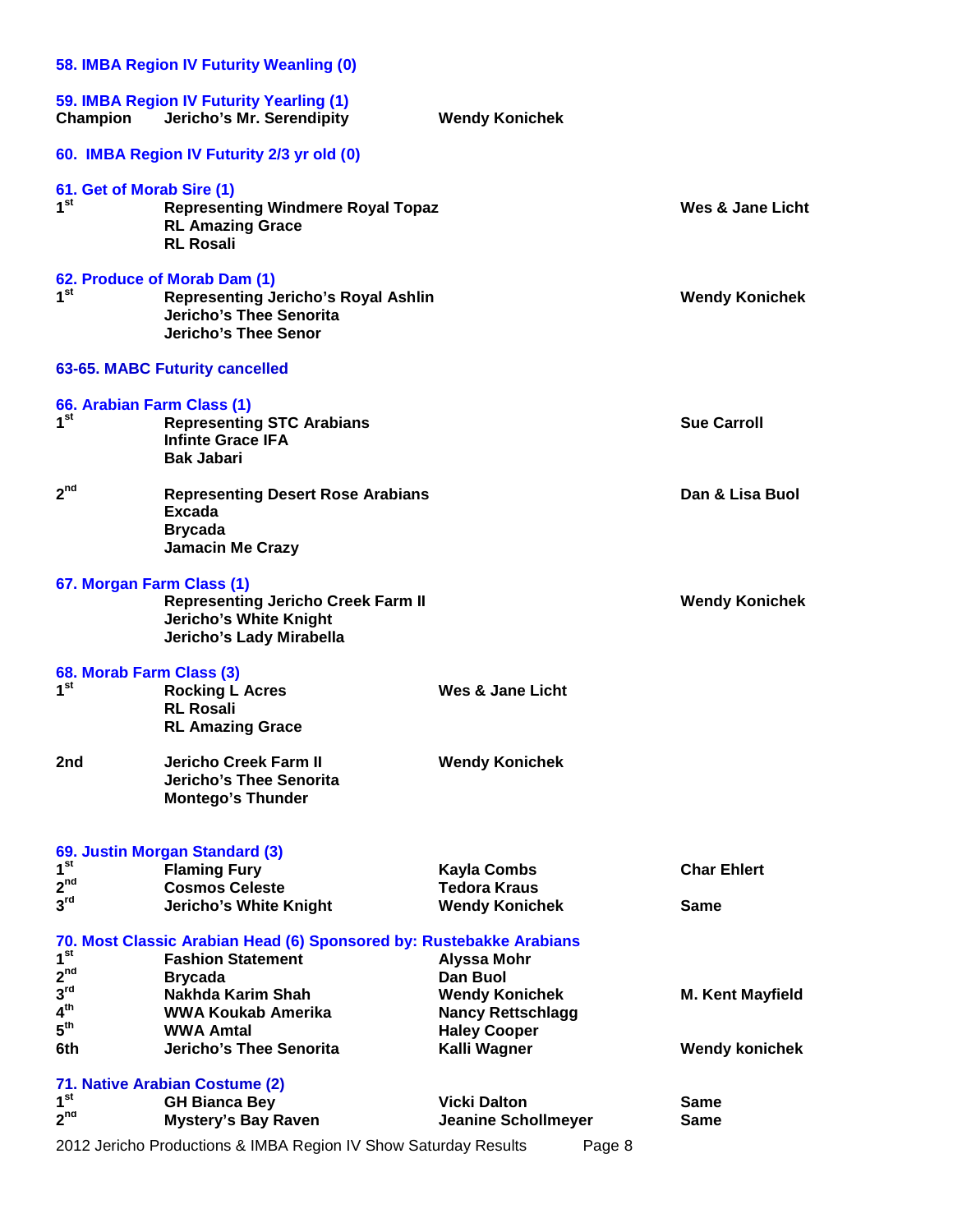### 58. IMBA Region IV Futurity Weanling (0)

### 59. IMBA Region IV Futurity Yearling (1)

| Place | Horse | Owner/Exhibitor | |
|---|---|---|---|
| Champion | Jericho's Mr. Serendipity | Wendy Konichek | |

### 60. IMBA Region IV Futurity 2/3 yr old (0)

### 61. Get of Morab Sire (1)

| Place | Entry | | Owner |
|---|---|---|---|
| 1st | Representing Windmere Royal Topaz | | Wes & Jane Licht |
| | RL Amazing Grace | | |
| | RL Rosali | | |

### 62. Produce of Morab Dam (1)

| Place | Entry | | Owner |
|---|---|---|---|
| 1st | Representing Jericho's Royal Ashlin | | Wendy Konichek |
| | Jericho's Thee Senorita | | |
| | Jericho's Thee Senor | | |

### 63-65. MABC Futurity cancelled

### 66. Arabian Farm Class (1)

| Place | Entry | | Owner |
|---|---|---|---|
| 1st | Representing STC Arabians | | Sue Carroll |
| | Infinte Grace IFA | | |
| | Bak Jabari | | |
| 2nd | Representing Desert Rose Arabians | | Dan & Lisa Buol |
| | Excada | | |
| | Brycada | | |
| | Jamacin Me Crazy | | |

### 67. Morgan Farm Class (1)

| Place | Entry | | Owner |
|---|---|---|---|
| | Representing Jericho Creek Farm II | | Wendy Konichek |
| | Jericho's White Knight | | |
| | Jericho's Lady Mirabella | | |

### 68. Morab Farm Class (3)

| Place | Entry | Owner | |
|---|---|---|---|
| 1st | Rocking L Acres | Wes & Jane Licht | |
| | RL Rosali | | |
| | RL Amazing Grace | | |
| 2nd | Jericho Creek Farm II | Wendy Konichek | |
| | Jericho's Thee Senorita | | |
| | Montego's Thunder | | |

### 69. Justin Morgan Standard (3)

| Place | Horse | Exhibitor | Owner |
|---|---|---|---|
| 1st | Flaming Fury | Kayla Combs | Char Ehlert |
| 2nd | Cosmos Celeste | Tedora Kraus | |
| 3rd | Jericho's White Knight | Wendy Konichek | Same |

### 70. Most Classic Arabian Head (6) Sponsored by: Rustebakke Arabians

| Place | Horse | Exhibitor | Owner |
|---|---|---|---|
| 1st | Fashion Statement | Alyssa Mohr | |
| 2nd | Brycada | Dan Buol | |
| 3rd | Nakhda Karim Shah | Wendy Konichek | M. Kent Mayfield |
| 4th | WWA Koukab Amerika | Nancy Rettschlagg | |
| 5th | WWA Amtal | Haley Cooper | |
| 6th | Jericho's Thee Senorita | Kalli Wagner | Wendy konichek |

### 71. Native Arabian Costume (2)

| Place | Horse | Exhibitor | Owner |
|---|---|---|---|
| 1st | GH Bianca Bey | Vicki Dalton | Same |
| 2nd | Mystery's Bay Raven | Jeanine Schollmeyer | Same |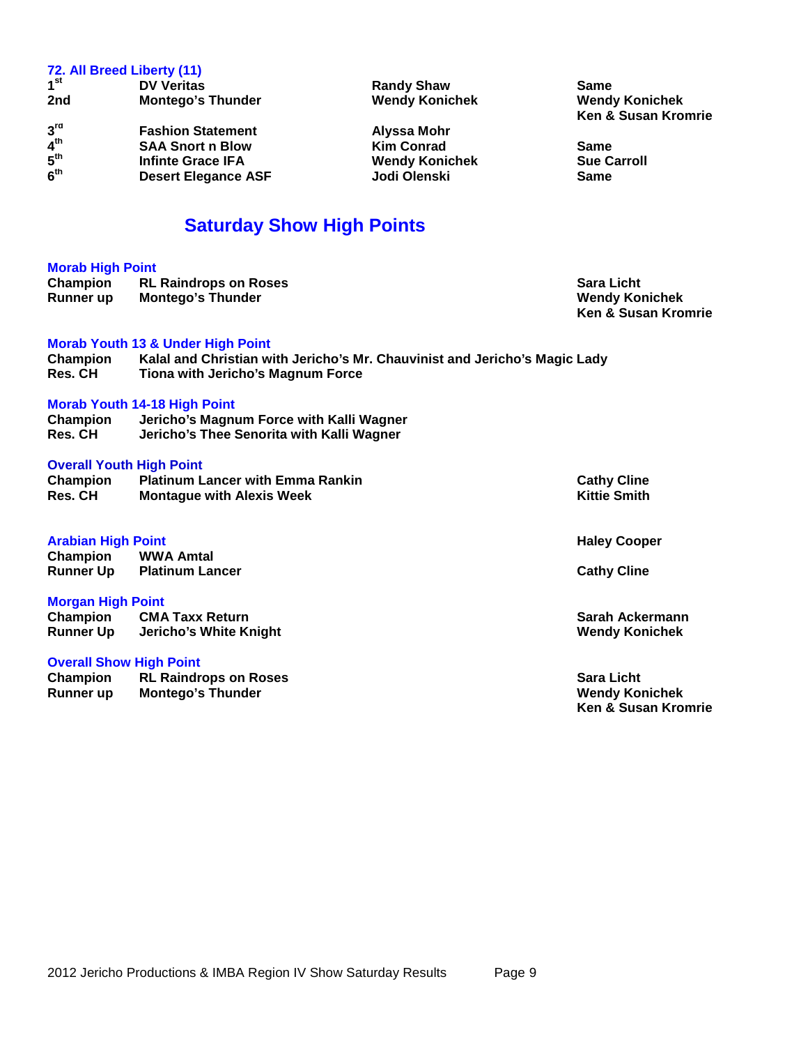### 72. All Breed Liberty (11)

| Place | Horse | Rider | Owner |
|---|---|---|---|
| 1st | DV Veritas | Randy Shaw | Same |
| 2nd | Montego's Thunder | Wendy Konichek | Wendy Konichek<br>Ken & Susan Kromrie |
| 3rd | Fashion Statement | Alyssa Mohr | |
| 4th | SAA Snort n Blow | Kim Conrad | Same |
| 5th | Infinte Grace IFA | Wendy Konichek | Sue Carroll |
| 6th | Desert Elegance ASF | Jodi Olenski | Same |

## Saturday Show High Points

### Morab High Point

| | | |
|---|---|---|
| Champion | RL Raindrops on Roses | Sara Licht |
| Runner up | Montego's Thunder | Wendy Konichek<br>Ken & Susan Kromrie |

### Morab Youth 13 & Under High Point

| | |
|---|---|
| Champion | Kalal and Christian with Jericho's Mr. Chauvinist and Jericho's Magic Lady |
| Res. CH | Tiona with Jericho's Magnum Force |

### Morab Youth 14-18 High Point

| | |
|---|---|
| Champion | Jericho's Magnum Force with Kalli Wagner |
| Res. CH | Jericho's Thee Senorita with Kalli Wagner |

### Overall Youth High Point

| | | |
|---|---|---|
| Champion | Platinum Lancer with Emma Rankin | Cathy Cline |
| Res. CH | Montague with Alexis Week | Kittie Smith |

### Arabian High Point

| | | |
|---|---|---|
| Champion | WWA Amtal | Haley Cooper |
| Runner Up | Platinum Lancer | Cathy Cline |

### Morgan High Point

| | | |
|---|---|---|
| Champion | CMA Taxx Return | Sarah Ackermann |
| Runner Up | Jericho's White Knight | Wendy Konichek |

### Overall Show High Point

| | | |
|---|---|---|
| Champion | RL Raindrops on Roses | Sara Licht |
| Runner up | Montego's Thunder | Wendy Konichek<br>Ken & Susan Kromrie |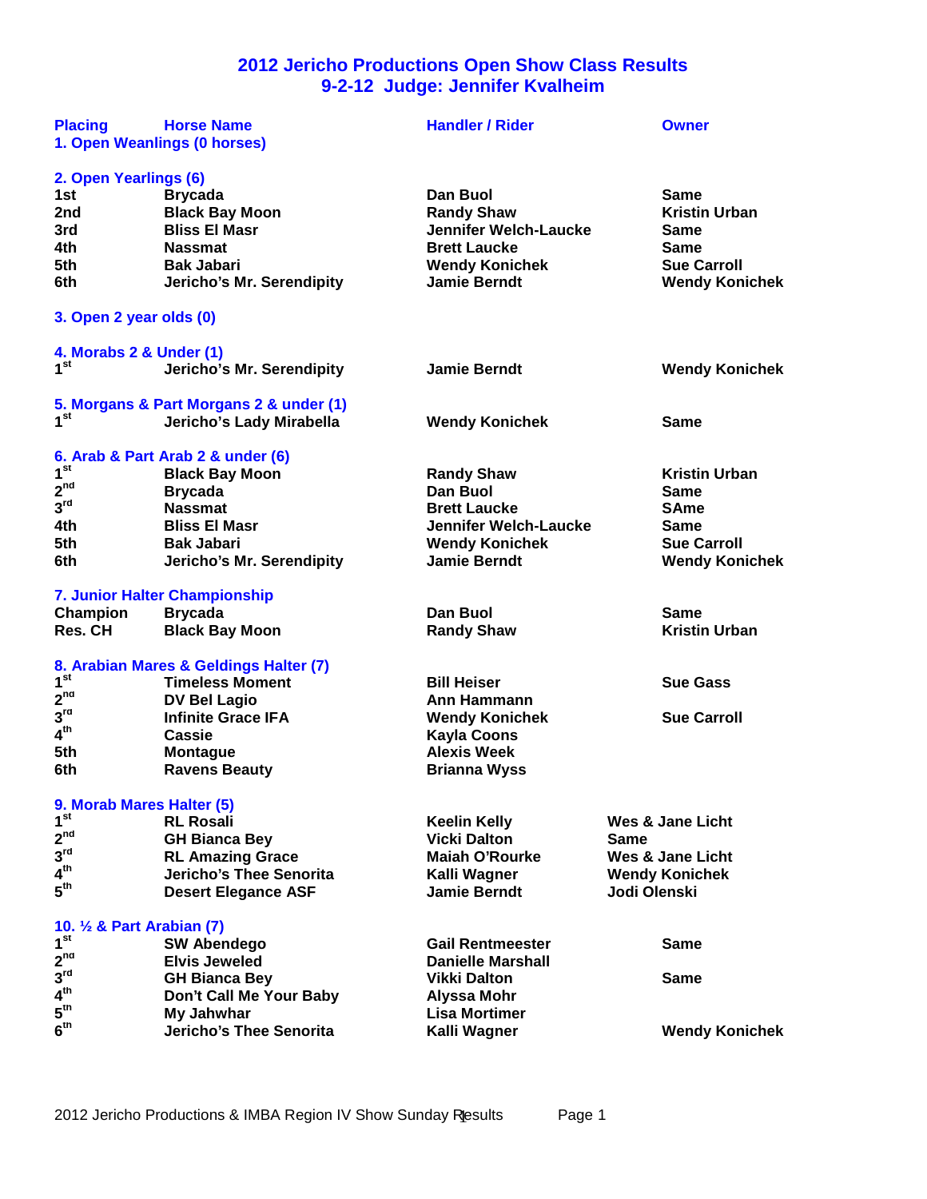# 2012 Jericho Productions Open Show Class Results
## 9-2-12 Judge: Jennifer Kvalheim

| Placing | Horse Name | Handler / Rider | Owner |
|---|---|---|---|
| **1. Open Weanlings (0 horses)** | | | |
| **2. Open Yearlings (6)** | | | |
| 1st | Brycada | Dan Buol | Same |
| 2nd | Black Bay Moon | Randy Shaw | Kristin Urban |
| 3rd | Bliss El Masr | Jennifer Welch-Laucke | Same |
| 4th | Nassmat | Brett Laucke | Same |
| 5th | Bak Jabari | Wendy Konichek | Sue Carroll |
| 6th | Jericho's Mr. Serendipity | Jamie Berndt | Wendy Konichek |
| **3. Open 2 year olds (0)** | | | |
| **4. Morabs 2 & Under (1)** | | | |
| 1st | Jericho's Mr. Serendipity | Jamie Berndt | Wendy Konichek |
| **5. Morgans & Part Morgans 2 & under (1)** | | | |
| 1st | Jericho's Lady Mirabella | Wendy Konichek | Same |
| **6. Arab & Part Arab 2 & under (6)** | | | |
| 1st | Black Bay Moon | Randy Shaw | Kristin Urban |
| 2nd | Brycada | Dan Buol | Same |
| 3rd | Nassmat | Brett Laucke | SAme |
| 4th | Bliss El Masr | Jennifer Welch-Laucke | Same |
| 5th | Bak Jabari | Wendy Konichek | Sue Carroll |
| 6th | Jericho's Mr. Serendipity | Jamie Berndt | Wendy Konichek |
| **7. Junior Halter Championship** | | | |
| Champion | Brycada | Dan Buol | Same |
| Res. CH | Black Bay Moon | Randy Shaw | Kristin Urban |
| **8. Arabian Mares & Geldings Halter (7)** | | | |
| 1st | Timeless Moment | Bill Heiser | Sue Gass |
| 2nd | DV Bel Lagio | Ann Hammann | |
| 3rd | Infinite Grace IFA | Wendy Konichek | Sue Carroll |
| 4th | Cassie | Kayla Coons | |
| 5th | Montague | Alexis Week | |
| 6th | Ravens Beauty | Brianna Wyss | |
| **9. Morab Mares Halter (5)** | | | |
| 1st | RL Rosali | Keelin Kelly | Wes & Jane Licht |
| 2nd | GH Bianca Bey | Vicki Dalton | Same |
| 3rd | RL Amazing Grace | Maiah O'Rourke | Wes & Jane Licht |
| 4th | Jericho's Thee Senorita | Kalli Wagner | Wendy Konichek |
| 5th | Desert Elegance ASF | Jamie Berndt | Jodi Olenski |
| **10. ½ & Part Arabian (7)** | | | |
| 1st | SW Abendego | Gail Rentmeester | Same |
| 2nd | Elvis Jeweled | Danielle Marshall | |
| 3rd | GH Bianca Bey | Vikki Dalton | Same |
| 4th | Don't Call Me Your Baby | Alyssa Mohr | |
| 5th | My Jahwhar | Lisa Mortimer | |
| 6th | Jericho's Thee Senorita | Kalli Wagner | Wendy Konichek |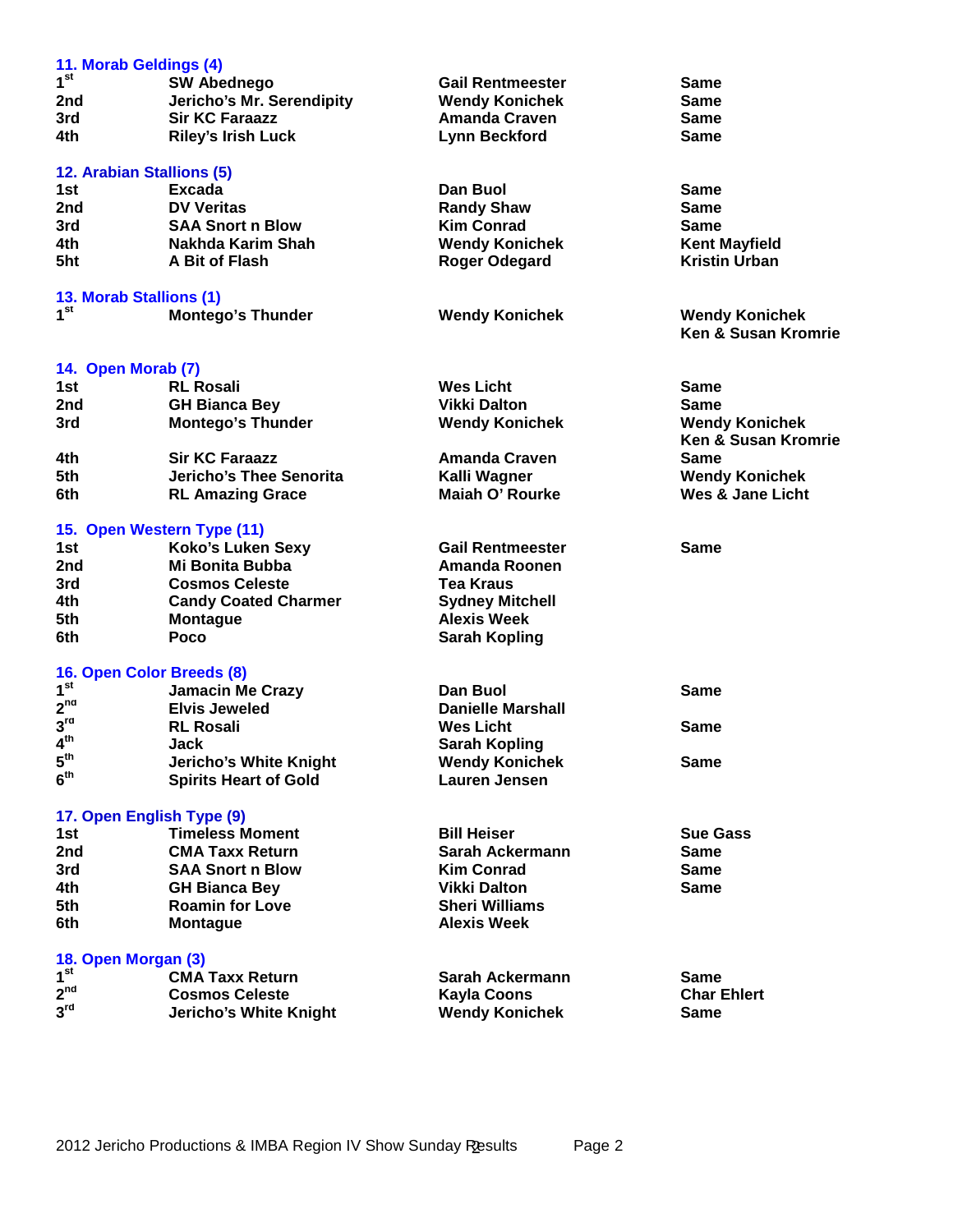### 11. Morab Geldings (4)

| | | | |
|---|---|---|---|
| 1st | SW Abednego | Gail Rentmeester | Same |
| 2nd | Jericho's Mr. Serendipity | Wendy Konichek | Same |
| 3rd | Sir KC Faraazz | Amanda Craven | Same |
| 4th | Riley's Irish Luck | Lynn Beckford | Same |

### 12. Arabian Stallions (5)

| | | | |
|---|---|---|---|
| 1st | Excada | Dan Buol | Same |
| 2nd | DV Veritas | Randy Shaw | Same |
| 3rd | SAA Snort n Blow | Kim Conrad | Same |
| 4th | Nakhda Karim Shah | Wendy Konichek | Kent Mayfield |
| 5ht | A Bit of Flash | Roger Odegard | Kristin Urban |

### 13. Morab Stallions (1)

| | | | |
|---|---|---|---|
| 1st | Montego's Thunder | Wendy Konichek | Wendy Konichek<br>Ken & Susan Kromrie |

### 14. Open Morab (7)

| | | | |
|---|---|---|---|
| 1st | RL Rosali | Wes Licht | Same |
| 2nd | GH Bianca Bey | Vikki Dalton | Same |
| 3rd | Montego's Thunder | Wendy Konichek | Wendy Konichek<br>Ken & Susan Kromrie |
| 4th | Sir KC Faraazz | Amanda Craven | Same |
| 5th | Jericho's Thee Senorita | Kalli Wagner | Wendy Konichek |
| 6th | RL Amazing Grace | Maiah O' Rourke | Wes & Jane Licht |

### 15. Open Western Type (11)

| | | | |
|---|---|---|---|
| 1st | Koko's Luken Sexy | Gail Rentmeester | Same |
| 2nd | Mi Bonita Bubba | Amanda Roonen | |
| 3rd | Cosmos Celeste | Tea Kraus | |
| 4th | Candy Coated Charmer | Sydney Mitchell | |
| 5th | Montague | Alexis Week | |
| 6th | Poco | Sarah Kopling | |

### 16. Open Color Breeds (8)

| | | | |
|---|---|---|---|
| 1st | Jamacin Me Crazy | Dan Buol | Same |
| 2nd | Elvis Jeweled | Danielle Marshall | |
| 3rd | RL Rosali | Wes Licht | Same |
| 4th | Jack | Sarah Kopling | |
| 5th | Jericho's White Knight | Wendy Konichek | Same |
| 6th | Spirits Heart of Gold | Lauren Jensen | |

### 17. Open English Type (9)

| | | | |
|---|---|---|---|
| 1st | Timeless Moment | Bill Heiser | Sue Gass |
| 2nd | CMA Taxx Return | Sarah Ackermann | Same |
| 3rd | SAA Snort n Blow | Kim Conrad | Same |
| 4th | GH Bianca Bey | Vikki Dalton | Same |
| 5th | Roamin for Love | Sheri Williams | |
| 6th | Montague | Alexis Week | |

### 18. Open Morgan (3)

| | | | |
|---|---|---|---|
| 1st | CMA Taxx Return | Sarah Ackermann | Same |
| 2nd | Cosmos Celeste | Kayla Coons | Char Ehlert |
| 3rd | Jericho's White Knight | Wendy Konichek | Same |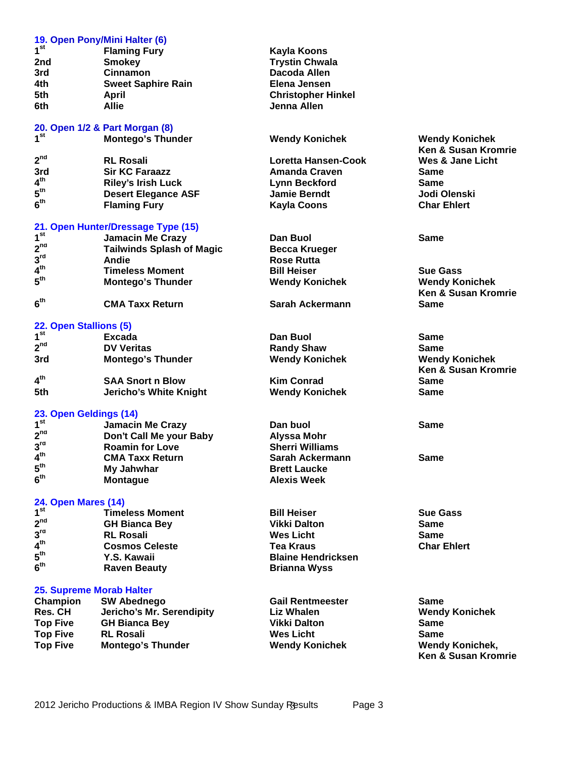### 19. Open Pony/Mini Halter (6)

| Place | Horse | Rider | Owner |
|---|---|---|---|
| 1st | Flaming Fury | Kayla Koons | |
| 2nd | Smokey | Trystin Chwala | |
| 3rd | Cinnamon | Dacoda Allen | |
| 4th | Sweet Saphire Rain | Elena Jensen | |
| 5th | April | Christopher Hinkel | |
| 6th | Allie | Jenna Allen | |

### 20. Open 1/2 & Part Morgan (8)

| Place | Horse | Rider | Owner |
|---|---|---|---|
| 1st | Montego's Thunder | Wendy Konichek | Wendy Konichek Ken & Susan Kromrie |
| 2nd | RL Rosali | Loretta Hansen-Cook | Wes & Jane Licht |
| 3rd | Sir KC Faraazz | Amanda Craven | Same |
| 4th | Riley's Irish Luck | Lynn Beckford | Same |
| 5th | Desert Elegance ASF | Jamie Berndt | Jodi Olenski |
| 6th | Flaming Fury | Kayla Coons | Char Ehlert |

### 21. Open Hunter/Dressage Type (15)

| Place | Horse | Rider | Owner |
|---|---|---|---|
| 1st | Jamacin Me Crazy | Dan Buol | Same |
| 2nd | Tailwinds Splash of Magic | Becca Krueger | |
| 3rd | Andie | Rose Rutta | |
| 4th | Timeless Moment | Bill Heiser | Sue Gass |
| 5th | Montego's Thunder | Wendy Konichek | Wendy Konichek Ken & Susan Kromrie |
| 6th | CMA Taxx Return | Sarah Ackermann | Same |

### 22. Open Stallions (5)

| Place | Horse | Rider | Owner |
|---|---|---|---|
| 1st | Excada | Dan Buol | Same |
| 2nd | DV Veritas | Randy Shaw | Same |
| 3rd | Montego's Thunder | Wendy Konichek | Wendy Konichek Ken & Susan Kromrie |
| 4th | SAA Snort n Blow | Kim Conrad | Same |
| 5th | Jericho's White Knight | Wendy Konichek | Same |

### 23. Open Geldings (14)

| Place | Horse | Rider | Owner |
|---|---|---|---|
| 1st | Jamacin Me Crazy | Dan buol | Same |
| 2nd | Don't Call Me your Baby | Alyssa Mohr | |
| 3rd | Roamin for Love | Sherri Williams | |
| 4th | CMA Taxx Return | Sarah Ackermann | Same |
| 5th | My Jahwhar | Brett Laucke | |
| 6th | Montague | Alexis Week | |

### 24. Open Mares (14)

| Place | Horse | Rider | Owner |
|---|---|---|---|
| 1st | Timeless Moment | Bill Heiser | Sue Gass |
| 2nd | GH Bianca Bey | Vikki Dalton | Same |
| 3rd | RL Rosali | Wes Licht | Same |
| 4th | Cosmos Celeste | Tea Kraus | Char Ehlert |
| 5th | Y.S. Kawaii | Blaine Hendricksen | |
| 6th | Raven Beauty | Brianna Wyss | |

### 25. Supreme Morab Halter

| Place | Horse | Rider | Owner |
|---|---|---|---|
| Champion | SW Abednego | Gail Rentmeester | Same |
| Res. CH | Jericho's Mr. Serendipity | Liz Whalen | Wendy Konichek |
| Top Five | GH Bianca Bey | Vikki Dalton | Same |
| Top Five | RL Rosali | Wes Licht | Same |
| Top Five | Montego's Thunder | Wendy Konichek | Wendy Konichek, Ken & Susan Kromrie |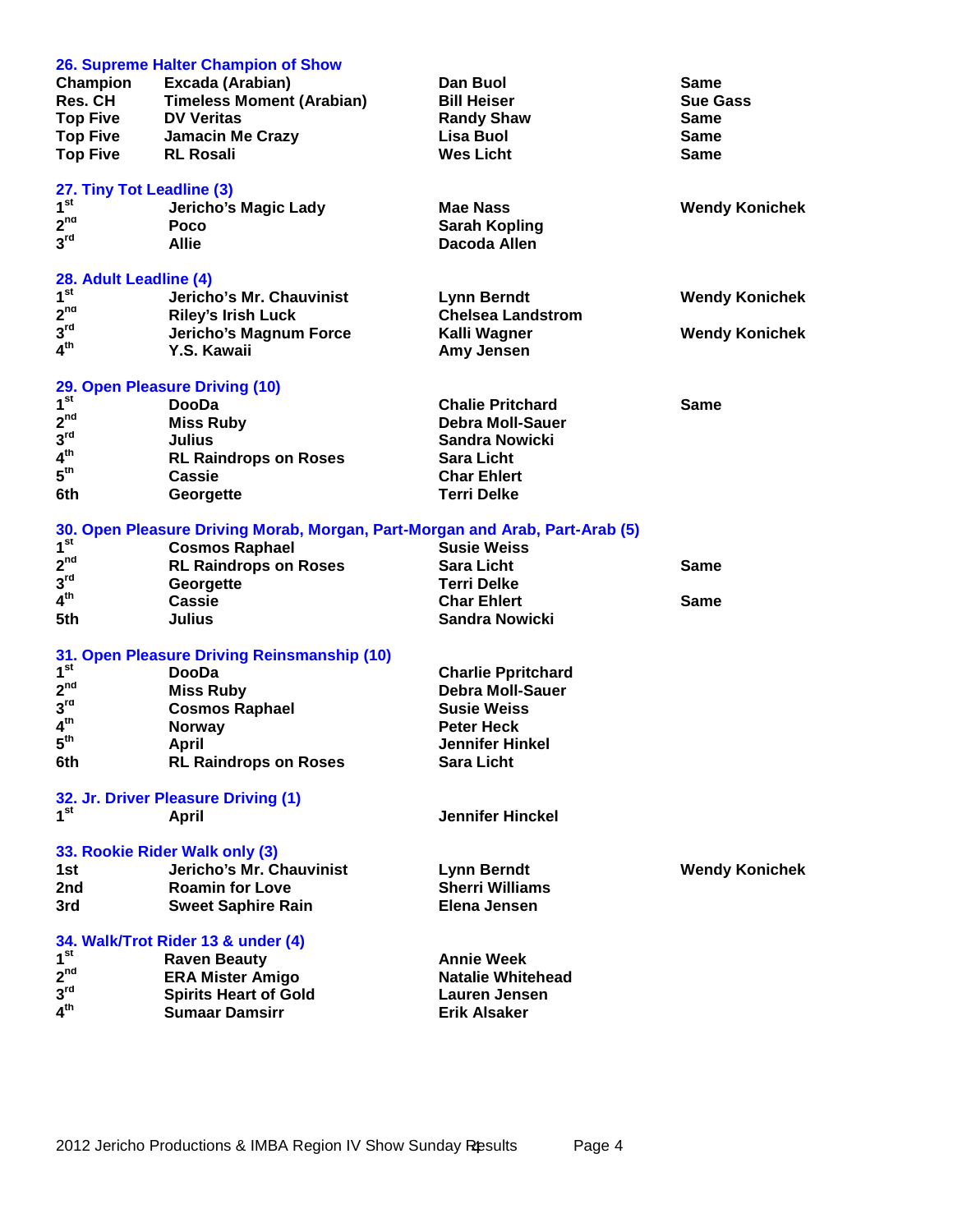### 26. Supreme Halter Champion of Show

| | | | |
|---|---|---|---|
| Champion | Excada (Arabian) | Dan Buol | Same |
| Res. CH | Timeless Moment (Arabian) | Bill Heiser | Sue Gass |
| Top Five | DV Veritas | Randy Shaw | Same |
| Top Five | Jamacin Me Crazy | Lisa Buol | Same |
| Top Five | RL Rosali | Wes Licht | Same |

### 27. Tiny Tot Leadline (3)

| | | | |
|---|---|---|---|
| 1st | Jericho's Magic Lady | Mae Nass | Wendy Konichek |
| 2nd | Poco | Sarah Kopling | |
| 3rd | Allie | Dacoda Allen | |

### 28. Adult Leadline (4)

| | | | |
|---|---|---|---|
| 1st | Jericho's Mr. Chauvinist | Lynn Berndt | Wendy Konichek |
| 2nd | Riley's Irish Luck | Chelsea Landstrom | |
| 3rd | Jericho's Magnum Force | Kalli Wagner | Wendy Konichek |
| 4th | Y.S. Kawaii | Amy Jensen | |

### 29. Open Pleasure Driving (10)

| | | | |
|---|---|---|---|
| 1st | DooDa | Chalie Pritchard | Same |
| 2nd | Miss Ruby | Debra Moll-Sauer | |
| 3rd | Julius | Sandra Nowicki | |
| 4th | RL Raindrops on Roses | Sara Licht | |
| 5th | Cassie | Char Ehlert | |
| 6th | Georgette | Terri Delke | |

### 30. Open Pleasure Driving Morab, Morgan, Part-Morgan and Arab, Part-Arab (5)

| | | | |
|---|---|---|---|
| 1st | Cosmos Raphael | Susie Weiss | |
| 2nd | RL Raindrops on Roses | Sara Licht | Same |
| 3rd | Georgette | Terri Delke | |
| 4th | Cassie | Char Ehlert | Same |
| 5th | Julius | Sandra Nowicki | |

### 31. Open Pleasure Driving Reinsmanship (10)

| | | |
|---|---|---|
| 1st | DooDa | Charlie Ppritchard |
| 2nd | Miss Ruby | Debra Moll-Sauer |
| 3rd | Cosmos Raphael | Susie Weiss |
| 4th | Norway | Peter Heck |
| 5th | April | Jennifer Hinkel |
| 6th | RL Raindrops on Roses | Sara Licht |

### 32. Jr. Driver Pleasure Driving (1)

| | | |
|---|---|---|
| 1st | April | Jennifer Hinckel |

### 33. Rookie Rider Walk only (3)

| | | | |
|---|---|---|---|
| 1st | Jericho's Mr. Chauvinist | Lynn Berndt | Wendy Konichek |
| 2nd | Roamin for Love | Sherri Williams | |
| 3rd | Sweet Saphire Rain | Elena Jensen | |

### 34. Walk/Trot Rider 13 & under (4)

| | | |
|---|---|---|
| 1st | Raven Beauty | Annie Week |
| 2nd | ERA Mister Amigo | Natalie Whitehead |
| 3rd | Spirits Heart of Gold | Lauren Jensen |
| 4th | Sumaar Damsirr | Erik Alsaker |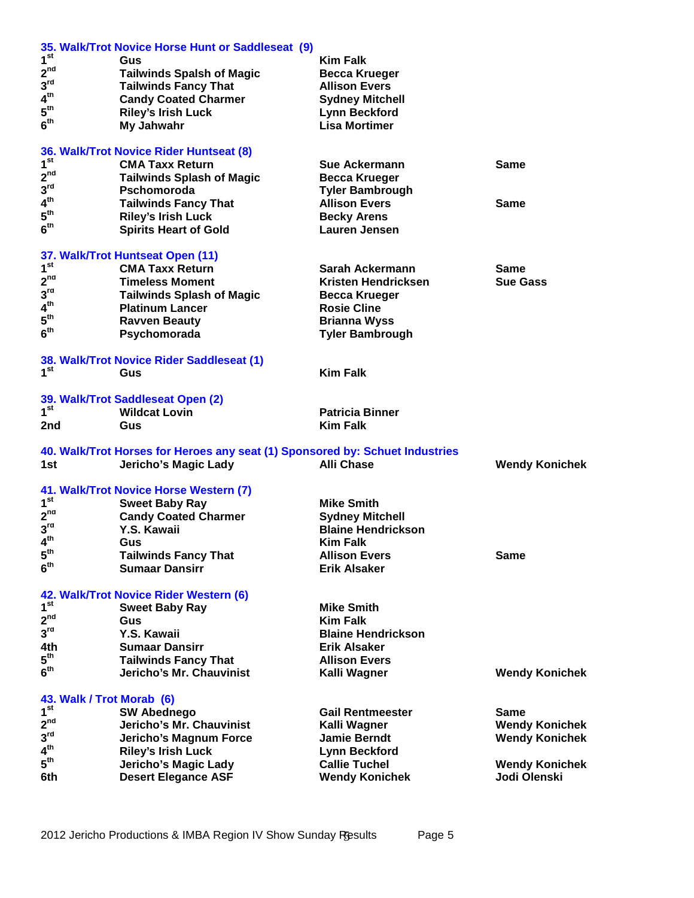### 35. Walk/Trot Novice Horse Hunt or Saddleseat (9)

| Place | Horse | Rider | Owner |
|---|---|---|---|
| 1st | Gus | Kim Falk | |
| 2nd | Tailwinds Spalsh of Magic | Becca Krueger | |
| 3rd | Tailwinds Fancy That | Allison Evers | |
| 4th | Candy Coated Charmer | Sydney Mitchell | |
| 5th | Riley's Irish Luck | Lynn Beckford | |
| 6th | My Jahwahr | Lisa Mortimer | |

### 36. Walk/Trot Novice Rider Huntseat (8)

| Place | Horse | Rider | Owner |
|---|---|---|---|
| 1st | CMA Taxx Return | Sue Ackermann | Same |
| 2nd | Tailwinds Splash of Magic | Becca Krueger | |
| 3rd | Pschomoroda | Tyler Bambrough | |
| 4th | Tailwinds Fancy That | Allison Evers | Same |
| 5th | Riley's Irish Luck | Becky Arens | |
| 6th | Spirits Heart of Gold | Lauren Jensen | |

### 37. Walk/Trot Huntseat Open (11)

| Place | Horse | Rider | Owner |
|---|---|---|---|
| 1st | CMA Taxx Return | Sarah Ackermann | Same |
| 2nd | Timeless Moment | Kristen Hendricksen | Sue Gass |
| 3rd | Tailwinds Splash of Magic | Becca Krueger | |
| 4th | Platinum Lancer | Rosie Cline | |
| 5th | Ravven Beauty | Brianna Wyss | |
| 6th | Psychomorada | Tyler Bambrough | |

### 38. Walk/Trot Novice Rider Saddleseat (1)

| Place | Horse | Rider | Owner |
|---|---|---|---|
| 1st | Gus | Kim Falk | |

### 39. Walk/Trot Saddleseat Open (2)

| Place | Horse | Rider | Owner |
|---|---|---|---|
| 1st | Wildcat Lovin | Patricia Binner | |
| 2nd | Gus | Kim Falk | |

### 40. Walk/Trot Horses for Heroes any seat (1) Sponsored by: Schuet Industries

| Place | Horse | Rider | Owner |
|---|---|---|---|
| 1st | Jericho's Magic Lady | Alli Chase | Wendy Konichek |

### 41. Walk/Trot Novice Horse Western (7)

| Place | Horse | Rider | Owner |
|---|---|---|---|
| 1st | Sweet Baby Ray | Mike Smith | |
| 2nd | Candy Coated Charmer | Sydney Mitchell | |
| 3rd | Y.S. Kawaii | Blaine Hendrickson | |
| 4th | Gus | Kim Falk | |
| 5th | Tailwinds Fancy That | Allison Evers | Same |
| 6th | Sumaar Dansirr | Erik Alsaker | |

### 42. Walk/Trot Novice Rider Western (6)

| Place | Horse | Rider | Owner |
|---|---|---|---|
| 1st | Sweet Baby Ray | Mike Smith | |
| 2nd | Gus | Kim Falk | |
| 3rd | Y.S. Kawaii | Blaine Hendrickson | |
| 4th | Sumaar Dansirr | Erik Alsaker | |
| 5th | Tailwinds Fancy That | Allison Evers | |
| 6th | Jericho's Mr. Chauvinist | Kalli Wagner | Wendy Konichek |

### 43. Walk / Trot Morab (6)

| Place | Horse | Rider | Owner |
|---|---|---|---|
| 1st | SW Abednego | Gail Rentmeester | Same |
| 2nd | Jericho's Mr. Chauvinist | Kalli Wagner | Wendy Konichek |
| 3rd | Jericho's Magnum Force | Jamie Berndt | Wendy Konichek |
| 4th | Riley's Irish Luck | Lynn Beckford | |
| 5th | Jericho's Magic Lady | Callie Tuchel | Wendy Konichek |
| 6th | Desert Elegance ASF | Wendy Konichek | Jodi Olenski |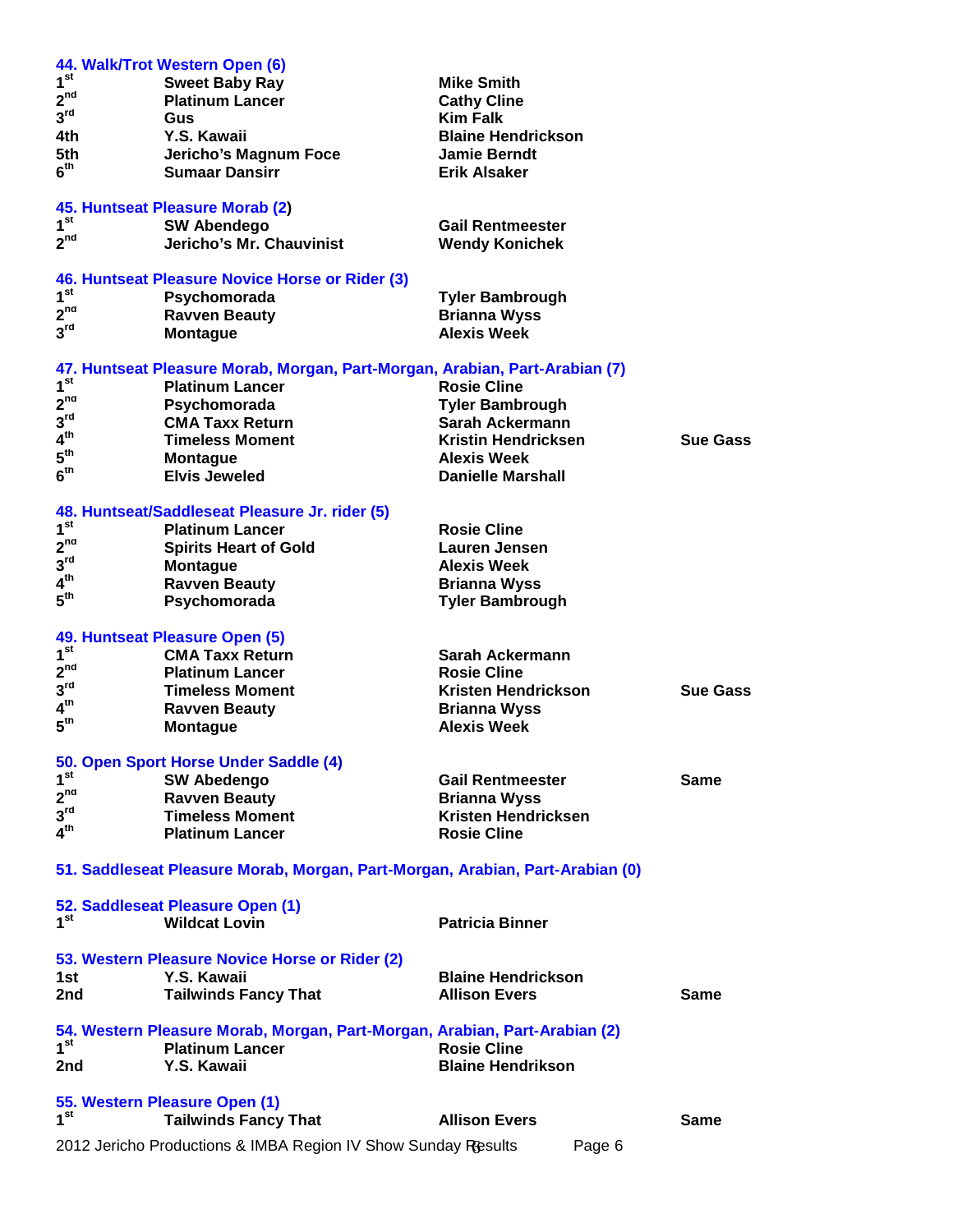### 44. Walk/Trot Western Open (6)

| | | | |
|---|---|---|---|
| 1st | Sweet Baby Ray | Mike Smith | |
| 2nd | Platinum Lancer | Cathy Cline | |
| 3rd | Gus | Kim Falk | |
| 4th | Y.S. Kawaii | Blaine Hendrickson | |
| 5th | Jericho's Magnum Foce | Jamie Berndt | |
| 6th | Sumaar Dansirr | Erik Alsaker | |

### 45. Huntseat Pleasure Morab (2)

| | | | |
|---|---|---|---|
| 1st | SW Abendego | Gail Rentmeester | |
| 2nd | Jericho's Mr. Chauvinist | Wendy Konichek | |

### 46. Huntseat Pleasure Novice Horse or Rider (3)

| | | | |
|---|---|---|---|
| 1st | Psychomorada | Tyler Bambrough | |
| 2nd | Ravven Beauty | Brianna Wyss | |
| 3rd | Montague | Alexis Week | |

### 47. Huntseat Pleasure Morab, Morgan, Part-Morgan, Arabian, Part-Arabian (7)

| | | | |
|---|---|---|---|
| 1st | Platinum Lancer | Rosie Cline | |
| 2nd | Psychomorada | Tyler Bambrough | |
| 3rd | CMA Taxx Return | Sarah Ackermann | |
| 4th | Timeless Moment | Kristin Hendricksen | Sue Gass |
| 5th | Montague | Alexis Week | |
| 6th | Elvis Jeweled | Danielle Marshall | |

### 48. Huntseat/Saddleseat Pleasure Jr. rider (5)

| | | | |
|---|---|---|---|
| 1st | Platinum Lancer | Rosie Cline | |
| 2nd | Spirits Heart of Gold | Lauren Jensen | |
| 3rd | Montague | Alexis Week | |
| 4th | Ravven Beauty | Brianna Wyss | |
| 5th | Psychomorada | Tyler Bambrough | |

### 49. Huntseat Pleasure Open (5)

| | | | |
|---|---|---|---|
| 1st | CMA Taxx Return | Sarah Ackermann | |
| 2nd | Platinum Lancer | Rosie Cline | |
| 3rd | Timeless Moment | Kristen Hendrickson | Sue Gass |
| 4th | Ravven Beauty | Brianna Wyss | |
| 5th | Montague | Alexis Week | |

### 50. Open Sport Horse Under Saddle (4)

| | | | |
|---|---|---|---|
| 1st | SW Abendego | Gail Rentmeester | Same |
| 2nd | Ravven Beauty | Brianna Wyss | |
| 3rd | Timeless Moment | Kristen Hendricksen | |
| 4th | Platinum Lancer | Rosie Cline | |

### 51. Saddleseat Pleasure Morab, Morgan, Part-Morgan, Arabian, Part-Arabian (0)

### 52. Saddleseat Pleasure Open (1)

| | | | |
|---|---|---|---|
| 1st | Wildcat Lovin | Patricia Binner | |

### 53. Western Pleasure Novice Horse or Rider (2)

| | | | |
|---|---|---|---|
| 1st | Y.S. Kawaii | Blaine Hendrickson | |
| 2nd | Tailwinds Fancy That | Allison Evers | Same |

### 54. Western Pleasure Morab, Morgan, Part-Morgan, Arabian, Part-Arabian (2)

| | | | |
|---|---|---|---|
| 1st | Platinum Lancer | Rosie Cline | |
| 2nd | Y.S. Kawaii | Blaine Hendrikson | |

### 55. Western Pleasure Open (1)

| | | | |
|---|---|---|---|
| 1st | Tailwinds Fancy That | Allison Evers | Same |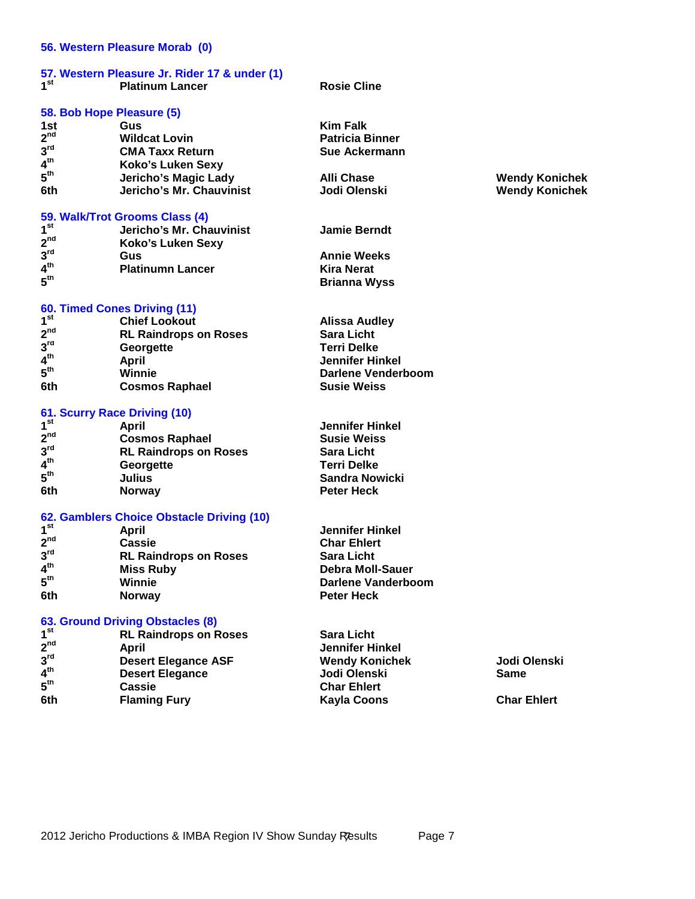### 56. Western Pleasure Morab (0)

### 57. Western Pleasure Jr. Rider 17 & under (1)

| | | | |
|---|---|---|---|
| 1st | Platinum Lancer | Rosie Cline | |

### 58. Bob Hope Pleasure (5)

| | | | |
|---|---|---|---|
| 1st | Gus | Kim Falk | |
| 2nd | Wildcat Lovin | Patricia Binner | |
| 3rd | CMA Taxx Return | Sue Ackermann | |
| 4th | Koko's Luken Sexy | | |
| 5th | Jericho's Magic Lady | Alli Chase | Wendy Konichek |
| 6th | Jericho's Mr. Chauvinist | Jodi Olenski | Wendy Konichek |

### 59. Walk/Trot Grooms Class (4)

| | | | |
|---|---|---|---|
| 1st | Jericho's Mr. Chauvinist | Jamie Berndt | |
| 2nd | Koko's Luken Sexy | | |
| 3rd | Gus | Annie Weeks | |
| 4th | Platinumn Lancer | Kira Nerat | |
| 5th | | Brianna Wyss | |

### 60. Timed Cones Driving (11)

| | | | |
|---|---|---|---|
| 1st | Chief Lookout | Alissa Audley | |
| 2nd | RL Raindrops on Roses | Sara Licht | |
| 3rd | Georgette | Terri Delke | |
| 4th | April | Jennifer Hinkel | |
| 5th | Winnie | Darlene Venderboom | |
| 6th | Cosmos Raphael | Susie Weiss | |

### 61. Scurry Race Driving (10)

| | | | |
|---|---|---|---|
| 1st | April | Jennifer Hinkel | |
| 2nd | Cosmos Raphael | Susie Weiss | |
| 3rd | RL Raindrops on Roses | Sara Licht | |
| 4th | Georgette | Terri Delke | |
| 5th | Julius | Sandra Nowicki | |
| 6th | Norway | Peter Heck | |

### 62. Gamblers Choice Obstacle Driving (10)

| | | | |
|---|---|---|---|
| 1st | April | Jennifer Hinkel | |
| 2nd | Cassie | Char Ehlert | |
| 3rd | RL Raindrops on Roses | Sara Licht | |
| 4th | Miss Ruby | Debra Moll-Sauer | |
| 5th | Winnie | Darlene Vanderboom | |
| 6th | Norway | Peter Heck | |

### 63. Ground Driving Obstacles (8)

| | | | |
|---|---|---|---|
| 1st | RL Raindrops on Roses | Sara Licht | |
| 2nd | April | Jennifer Hinkel | |
| 3rd | Desert Elegance ASF | Wendy Konichek | Jodi Olenski |
| 4th | Desert Elegance | Jodi Olenski | Same |
| 5th | Cassie | Char Ehlert | |
| 6th | Flaming Fury | Kayla Coons | Char Ehlert |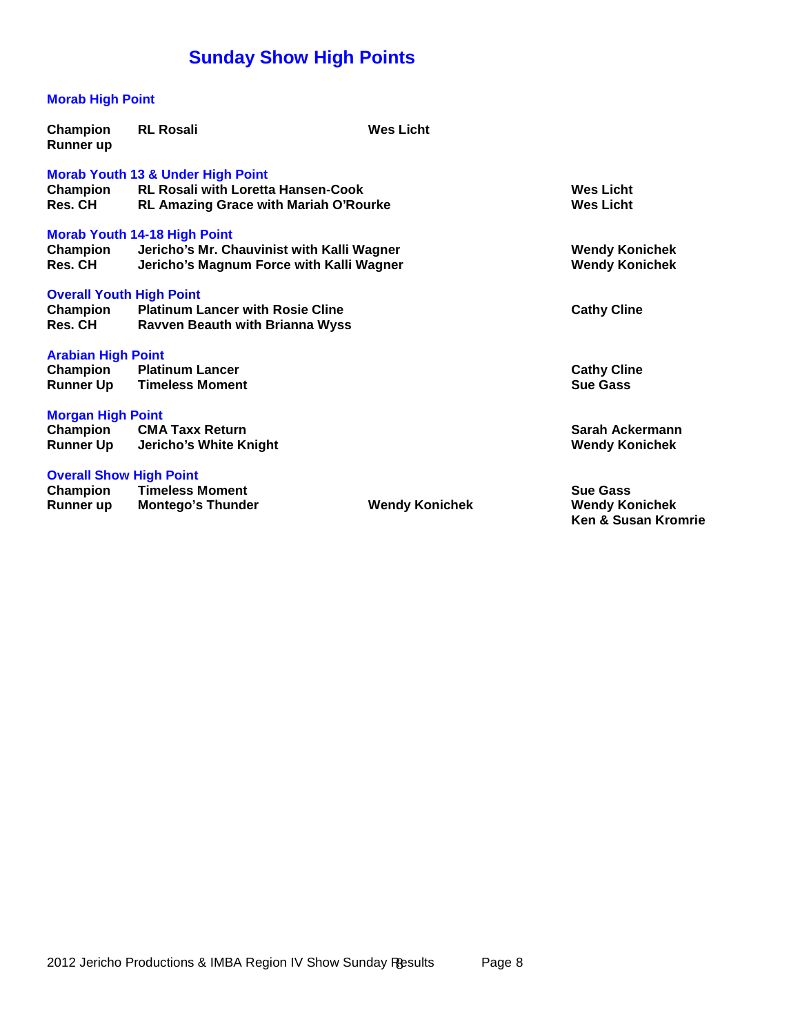# Sunday Show High Points

## Morab High Point

| | | | |
|---|---|---|---|
| Champion | RL Rosali | Wes Licht | |
| Runner up | | | |

## Morab Youth 13 & Under High Point

| | | | |
|---|---|---|---|
| Champion | RL Rosali with Loretta Hansen-Cook | | Wes Licht |
| Res. CH | RL Amazing Grace with Mariah O'Rourke | | Wes Licht |

## Morab Youth 14-18 High Point

| | | | |
|---|---|---|---|
| Champion | Jericho's Mr. Chauvinist with Kalli Wagner | | Wendy Konichek |
| Res. CH | Jericho's Magnum Force with Kalli Wagner | | Wendy Konichek |

## Overall Youth High Point

| | | | |
|---|---|---|---|
| Champion | Platinum Lancer with Rosie Cline | | Cathy Cline |
| Res. CH | Ravven Beauth with Brianna Wyss | | |

## Arabian High Point

| | | | |
|---|---|---|---|
| Champion | Platinum Lancer | | Cathy Cline |
| Runner Up | Timeless Moment | | Sue Gass |

## Morgan High Point

| | | | |
|---|---|---|---|
| Champion | CMA Taxx Return | | Sarah Ackermann |
| Runner Up | Jericho's White Knight | | Wendy Konichek |

## Overall Show High Point

| | | | |
|---|---|---|---|
| Champion | Timeless Moment | | Sue Gass |
| Runner up | Montego's Thunder | Wendy Konichek | Wendy Konichek<br>Ken & Susan Kromrie |